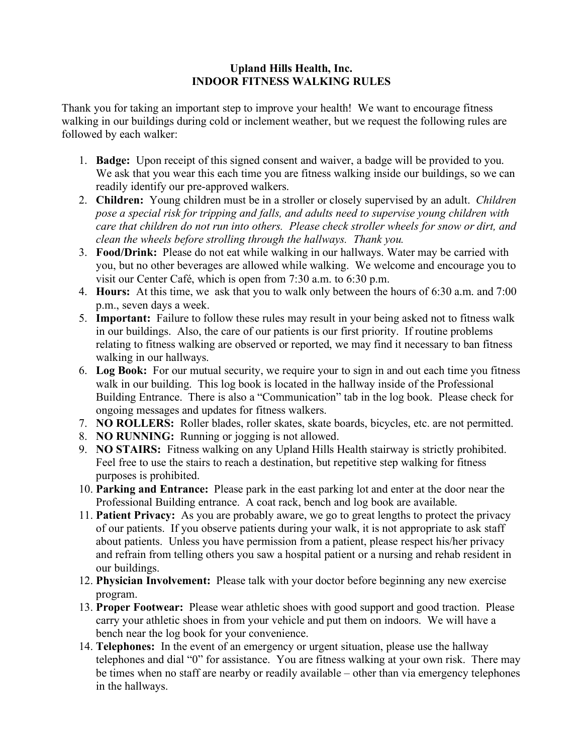# Upland Hills Health, Inc.
## INDOOR FITNESS WALKING RULES

Thank you for taking an important step to improve your health! We want to encourage fitness walking in our buildings during cold or inclement weather, but we request the following rules are followed by each walker:

1. **Badge:** Upon receipt of this signed consent and waiver, a badge will be provided to you. We ask that you wear this each time you are fitness walking inside our buildings, so we can readily identify our pre-approved walkers.
2. **Children:** Young children must be in a stroller or closely supervised by an adult. *Children pose a special risk for tripping and falls, and adults need to supervise young children with care that children do not run into others. Please check stroller wheels for snow or dirt, and clean the wheels before strolling through the hallways. Thank you.*
3. **Food/Drink:** Please do not eat while walking in our hallways. Water may be carried with you, but no other beverages are allowed while walking. We welcome and encourage you to visit our Center Café, which is open from 7:30 a.m. to 6:30 p.m.
4. **Hours:** At this time, we ask that you to walk only between the hours of 6:30 a.m. and 7:00 p.m., seven days a week.
5. **Important:** Failure to follow these rules may result in your being asked not to fitness walk in our buildings. Also, the care of our patients is our first priority. If routine problems relating to fitness walking are observed or reported, we may find it necessary to ban fitness walking in our hallways.
6. **Log Book:** For our mutual security, we require your to sign in and out each time you fitness walk in our building. This log book is located in the hallway inside of the Professional Building Entrance. There is also a "Communication" tab in the log book. Please check for ongoing messages and updates for fitness walkers.
7. **NO ROLLERS:** Roller blades, roller skates, skate boards, bicycles, etc. are not permitted.
8. **NO RUNNING:** Running or jogging is not allowed.
9. **NO STAIRS:** Fitness walking on any Upland Hills Health stairway is strictly prohibited. Feel free to use the stairs to reach a destination, but repetitive step walking for fitness purposes is prohibited.
10. **Parking and Entrance:** Please park in the east parking lot and enter at the door near the Professional Building entrance. A coat rack, bench and log book are available.
11. **Patient Privacy:** As you are probably aware, we go to great lengths to protect the privacy of our patients. If you observe patients during your walk, it is not appropriate to ask staff about patients. Unless you have permission from a patient, please respect his/her privacy and refrain from telling others you saw a hospital patient or a nursing and rehab resident in our buildings.
12. **Physician Involvement:** Please talk with your doctor before beginning any new exercise program.
13. **Proper Footwear:** Please wear athletic shoes with good support and good traction. Please carry your athletic shoes in from your vehicle and put them on indoors. We will have a bench near the log book for your convenience.
14. **Telephones:** In the event of an emergency or urgent situation, please use the hallway telephones and dial "0" for assistance. You are fitness walking at your own risk. There may be times when no staff are nearby or readily available – other than via emergency telephones in the hallways.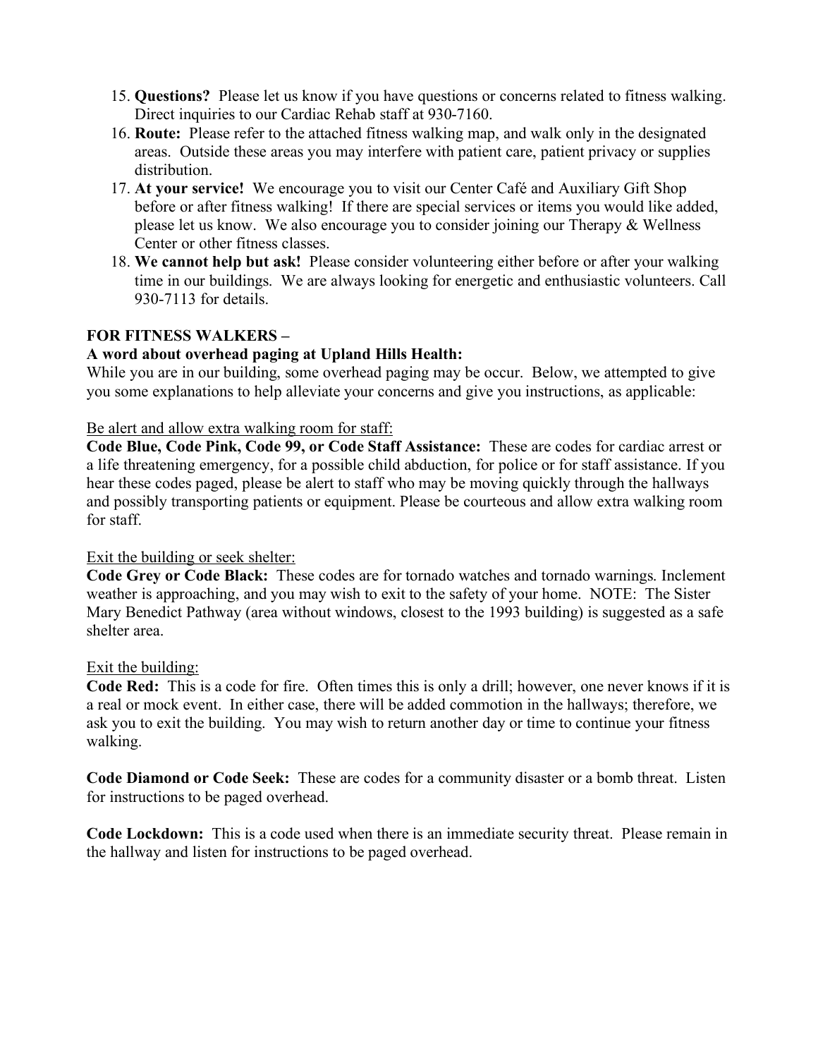15. **Questions?** Please let us know if you have questions or concerns related to fitness walking. Direct inquiries to our Cardiac Rehab staff at 930-7160.
16. **Route:** Please refer to the attached fitness walking map, and walk only in the designated areas. Outside these areas you may interfere with patient care, patient privacy or supplies distribution.
17. **At your service!** We encourage you to visit our Center Café and Auxiliary Gift Shop before or after fitness walking! If there are special services or items you would like added, please let us know. We also encourage you to consider joining our Therapy & Wellness Center or other fitness classes.
18. **We cannot help but ask!** Please consider volunteering either before or after your walking time in our buildings. We are always looking for energetic and enthusiastic volunteers. Call 930-7113 for details.

**FOR FITNESS WALKERS –**

**A word about overhead paging at Upland Hills Health:**

While you are in our building, some overhead paging may be occur. Below, we attempted to give you some explanations to help alleviate your concerns and give you instructions, as applicable:

<u>Be alert and allow extra walking room for staff:</u>

**Code Blue, Code Pink, Code 99, or Code Staff Assistance:** These are codes for cardiac arrest or a life threatening emergency, for a possible child abduction, for police or for staff assistance. If you hear these codes paged, please be alert to staff who may be moving quickly through the hallways and possibly transporting patients or equipment. Please be courteous and allow extra walking room for staff.

<u>Exit the building or seek shelter:</u>

**Code Grey or Code Black:** These codes are for tornado watches and tornado warnings. Inclement weather is approaching, and you may wish to exit to the safety of your home. NOTE: The Sister Mary Benedict Pathway (area without windows, closest to the 1993 building) is suggested as a safe shelter area.

<u>Exit the building:</u>

**Code Red:** This is a code for fire. Often times this is only a drill; however, one never knows if it is a real or mock event. In either case, there will be added commotion in the hallways; therefore, we ask you to exit the building. You may wish to return another day or time to continue your fitness walking.

**Code Diamond or Code Seek:** These are codes for a community disaster or a bomb threat. Listen for instructions to be paged overhead.

**Code Lockdown:** This is a code used when there is an immediate security threat. Please remain in the hallway and listen for instructions to be paged overhead.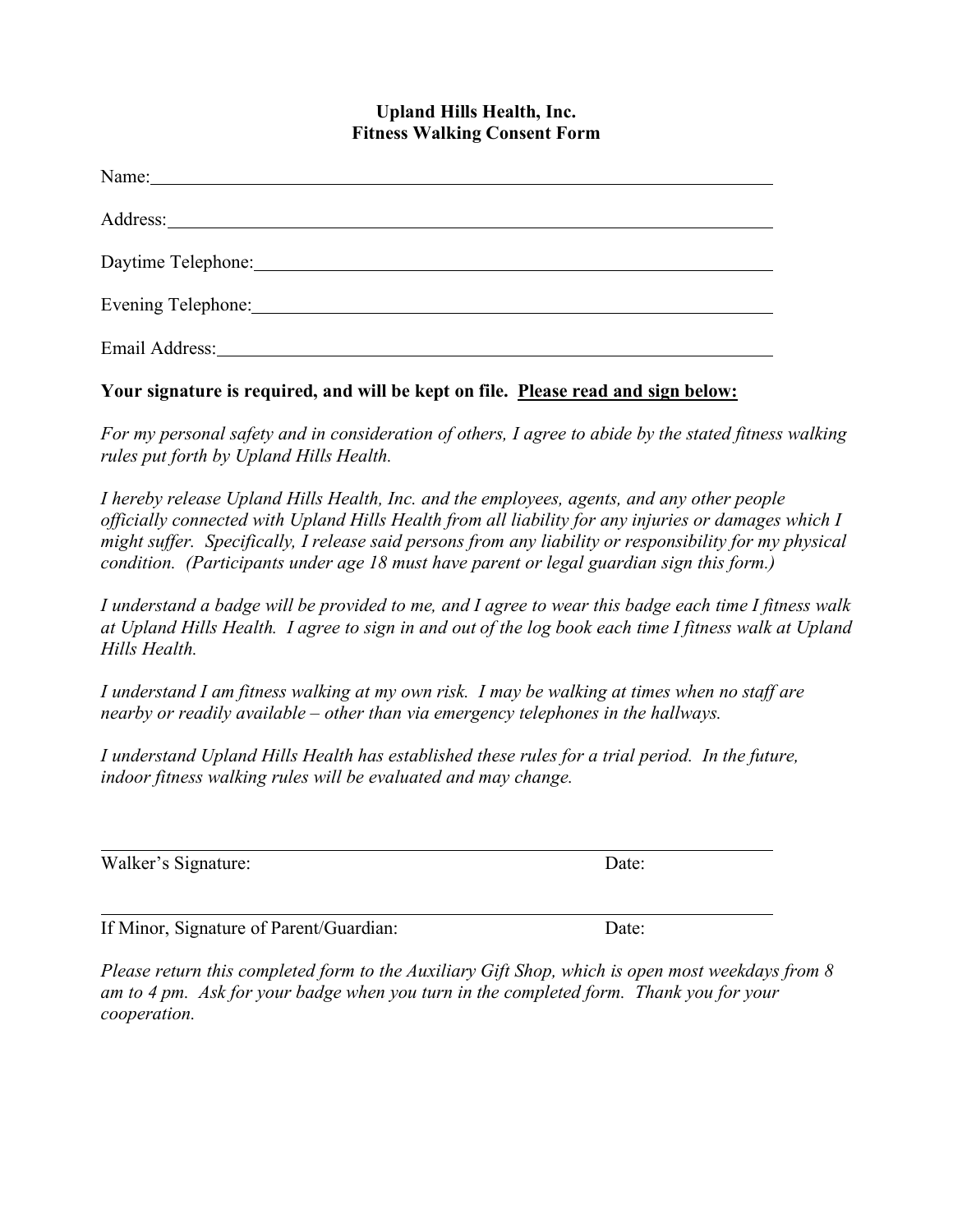**Upland Hills Health, Inc.**
**Fitness Walking Consent Form**

Name:_______________________________________________________________

Address:_____________________________________________________________

Daytime Telephone:____________________________________________________

Evening Telephone:_____________________________________________________

Email Address:_________________________________________________________

**Your signature is required, and will be kept on file. Please read and sign below:**

*For my personal safety and in consideration of others, I agree to abide by the stated fitness walking rules put forth by Upland Hills Health.*

*I hereby release Upland Hills Health, Inc. and the employees, agents, and any other people officially connected with Upland Hills Health from all liability for any injuries or damages which I might suffer. Specifically, I release said persons from any liability or responsibility for my physical condition. (Participants under age 18 must have parent or legal guardian sign this form.)*

*I understand a badge will be provided to me, and I agree to wear this badge each time I fitness walk at Upland Hills Health. I agree to sign in and out of the log book each time I fitness walk at Upland Hills Health.*

*I understand I am fitness walking at my own risk. I may be walking at times when no staff are nearby or readily available – other than via emergency telephones in the hallways.*

*I understand Upland Hills Health has established these rules for a trial period. In the future, indoor fitness walking rules will be evaluated and may change.*

_______________________________________________________________

Walker's Signature: Date:

_______________________________________________________________

If Minor, Signature of Parent/Guardian: Date:

*Please return this completed form to the Auxiliary Gift Shop, which is open most weekdays from 8 am to 4 pm. Ask for your badge when you turn in the completed form. Thank you for your cooperation.*